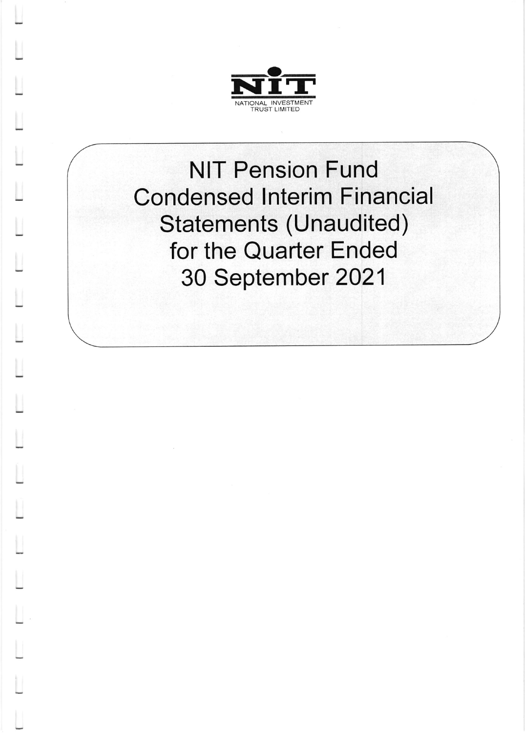NIT

NATIONAL INVESTMENT TRUST LIMITED

# NIT Pension Fund Condensed Interim Financial Statements (Unaudited) for the Quarter Ended 30 September 2021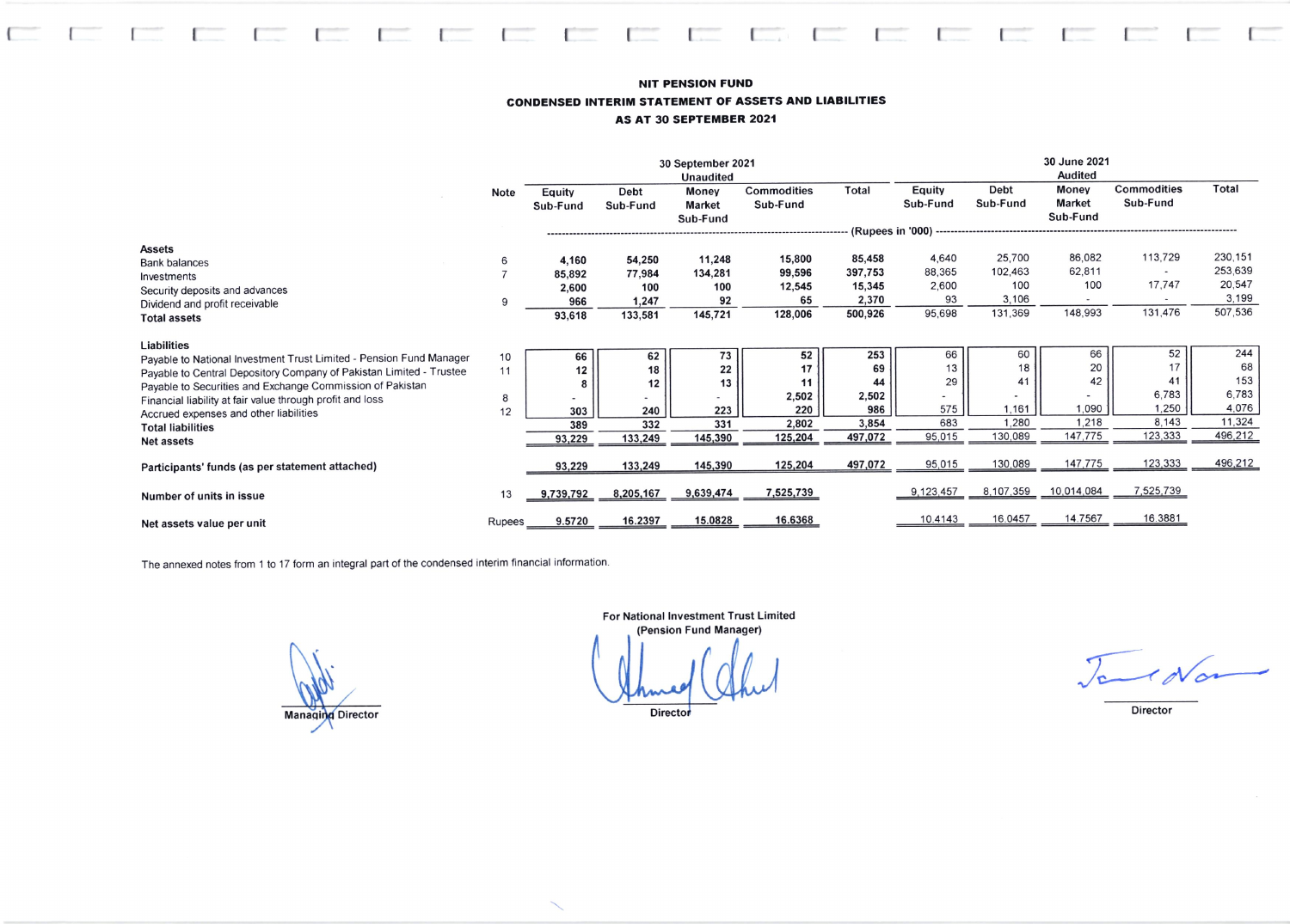**NIT PENSION FUND**

**CONDENSED INTERIM STATEMENT OF ASSETS AND LIABILITIES**

**AS AT 30 SEPTEMBER 2021**

| | Note | 30 September 2021 Unaudited | | | | | 30 June 2021 Audited | | | | |
|---|---|---|---|---|---|---|---|---|---|---|---|
| | | Equity Sub-Fund | Debt Sub-Fund | Money Market Sub-Fund | Commodities Sub-Fund | Total | Equity Sub-Fund | Debt Sub-Fund | Money Market Sub-Fund | Commodities Sub-Fund | Total |
| | | (Rupees in '000) | | | | | | | | | |
| **Assets** | | | | | | | | | | | |
| Bank balances | 6 | 4,160 | 54,250 | 11,248 | 15,800 | 85,458 | 4,640 | 25,700 | 86,082 | 113,729 | 230,151 |
| Investments | 7 | 85,892 | 77,984 | 134,281 | 99,596 | 397,753 | 88,365 | 102,463 | 62,811 | - | 253,639 |
| Security deposits and advances | | 2,600 | 100 | 100 | 12,545 | 15,345 | 2,600 | 100 | 100 | 17,747 | 20,547 |
| Dividend and profit receivable | 9 | 966 | 1,247 | 92 | 65 | 2,370 | 93 | 3,106 | - | - | 3,199 |
| **Total assets** | | 93,618 | 133,581 | 145,721 | 128,006 | 500,926 | 95,698 | 131,369 | 148,993 | 131,476 | 507,536 |
| **Liabilities** | | | | | | | | | | | |
| Payable to National Investment Trust Limited - Pension Fund Manager | 10 | 66 | 62 | 73 | 52 | 253 | 66 | 60 | 66 | 52 | 244 |
| Payable to Central Depository Company of Pakistan Limited - Trustee | 11 | 12 | 18 | 22 | 17 | 69 | 13 | 18 | 20 | 17 | 68 |
| Payable to Securities and Exchange Commission of Pakistan | | 8 | 12 | 13 | 11 | 44 | 29 | 41 | 42 | 41 | 153 |
| Financial liability at fair value through profit and loss | 8 | - | - | - | 2,502 | 2,502 | - | - | - | 6,783 | 6,783 |
| Accrued expenses and other liabilities | 12 | 303 | 240 | 223 | 220 | 986 | 575 | 1,161 | 1,090 | 1,250 | 4,076 |
| **Total liabilities** | | 389 | 332 | 331 | 2,802 | 3,854 | 683 | 1,280 | 1,218 | 8,143 | 11,324 |
| **Net assets** | | 93,229 | 133,249 | 145,390 | 125,204 | 497,072 | 95,015 | 130,089 | 147,775 | 123,333 | 496,212 |
| **Participants' funds (as per statement attached)** | | 93,229 | 133,249 | 145,390 | 125,204 | 497,072 | 95,015 | 130,089 | 147,775 | 123,333 | 496,212 |
| **Number of units in issue** | 13 | 9,739,792 | 8,205,167 | 9,639,474 | 7,525,739 | | 9,123,457 | 8,107,359 | 10,014,084 | 7,525,739 | |
| **Net assets value per unit** | Rupees | 9.5720 | 16.2397 | 15.0828 | 16.6368 | | 10.4143 | 16.0457 | 14.7567 | 16.3881 | |

The annexed notes from 1 to 17 form an integral part of the condensed interim financial information.

**For National Investment Trust Limited**
**(Pension Fund Manager)**

**Managing Director** | **Director** | **Director**